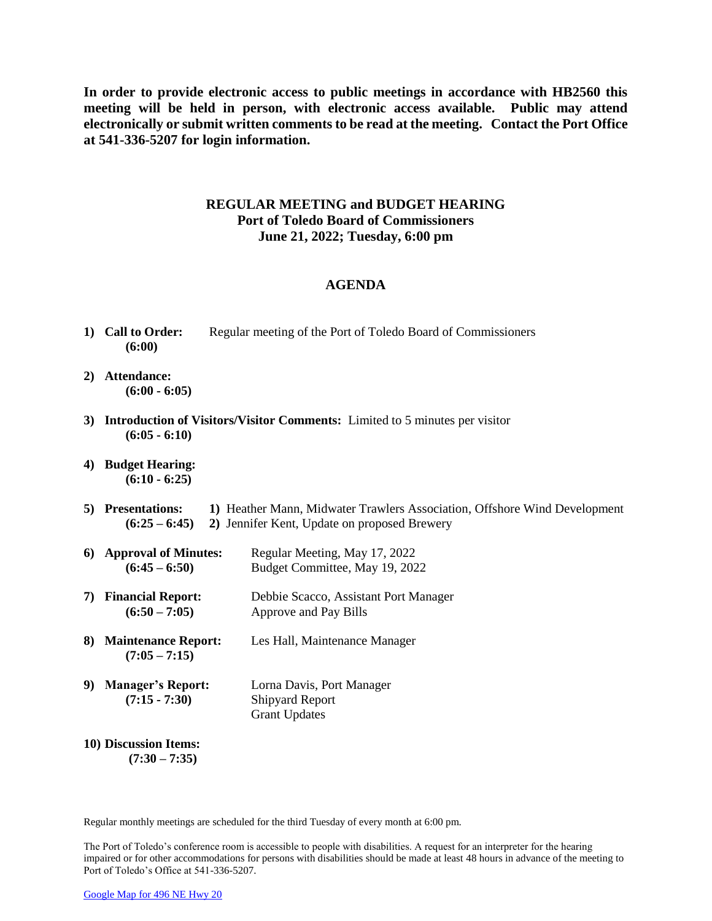**In order to provide electronic access to public meetings in accordance with HB2560 this meeting will be held in person, with electronic access available. Public may attend electronically or submit written comments to be read at the meeting. Contact the Port Office at 541-336-5207 for login information.**

# REGULAR MEETING and BUDGET HEARING
## Port of Toledo Board of Commissioners
## June 21, 2022; Tuesday, 6:00 pm

## AGENDA

1) **Call to Order:** Regular meeting of the Port of Toledo Board of Commissioners
   **(6:00)**

2) **Attendance:**
   **(6:00 - 6:05)**

3) **Introduction of Visitors/Visitor Comments:** Limited to 5 minutes per visitor
   **(6:05 - 6:10)**

4) **Budget Hearing:**
   **(6:10 - 6:25)**

5) **Presentations:** **1)** Heather Mann, Midwater Trawlers Association, Offshore Wind Development
   **(6:25 – 6:45)** **2)** Jennifer Kent, Update on proposed Brewery

6) **Approval of Minutes:** Regular Meeting, May 17, 2022
   **(6:45 – 6:50)** Budget Committee, May 19, 2022

7) **Financial Report:** Debbie Scacco, Assistant Port Manager
   **(6:50 – 7:05)** Approve and Pay Bills

8) **Maintenance Report:** Les Hall, Maintenance Manager
   **(7:05 – 7:15)**

9) **Manager's Report:** Lorna Davis, Port Manager
   **(7:15 - 7:30)** Shipyard Report
   Grant Updates

10) **Discussion Items:**
   **(7:30 – 7:35)**

Regular monthly meetings are scheduled for the third Tuesday of every month at 6:00 pm.

The Port of Toledo's conference room is accessible to people with disabilities. A request for an interpreter for the hearing impaired or for other accommodations for persons with disabilities should be made at least 48 hours in advance of the meeting to Port of Toledo's Office at 541-336-5207.

Google Map for 496 NE Hwy 20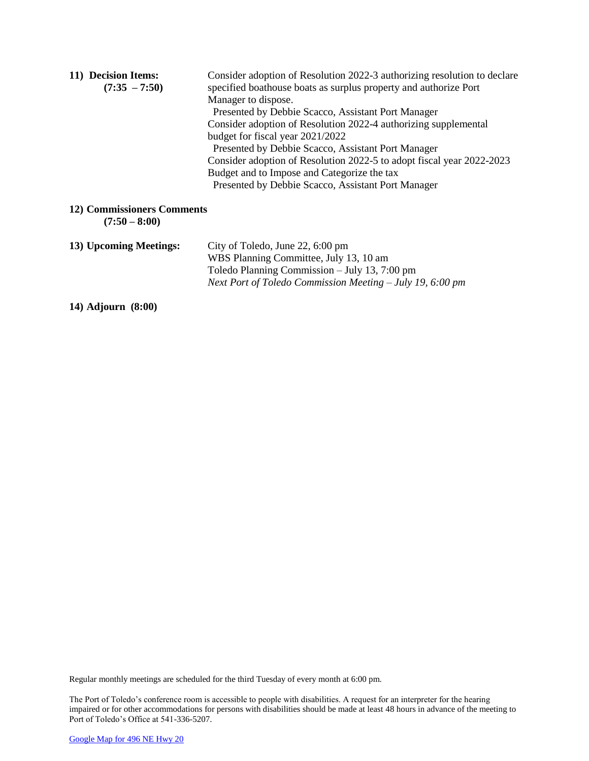**11) Decision Items: (7:35 – 7:50)**

Consider adoption of Resolution 2022-3 authorizing resolution to declare specified boathouse boats as surplus property and authorize Port Manager to dispose.
Presented by Debbie Scacco, Assistant Port Manager

Consider adoption of Resolution 2022-4 authorizing supplemental budget for fiscal year 2021/2022
Presented by Debbie Scacco, Assistant Port Manager

Consider adoption of Resolution 2022-5 to adopt fiscal year 2022-2023 Budget and to Impose and Categorize the tax
Presented by Debbie Scacco, Assistant Port Manager

**12) Commissioners Comments (7:50 – 8:00)**

**13) Upcoming Meetings:**

City of Toledo, June 22, 6:00 pm
WBS Planning Committee, July 13, 10 am
Toledo Planning Commission – July 13, 7:00 pm
*Next Port of Toledo Commission Meeting – July 19, 6:00 pm*

**14) Adjourn (8:00)**

Regular monthly meetings are scheduled for the third Tuesday of every month at 6:00 pm.

The Port of Toledo's conference room is accessible to people with disabilities. A request for an interpreter for the hearing impaired or for other accommodations for persons with disabilities should be made at least 48 hours in advance of the meeting to Port of Toledo's Office at 541-336-5207.

Google Map for 496 NE Hwy 20